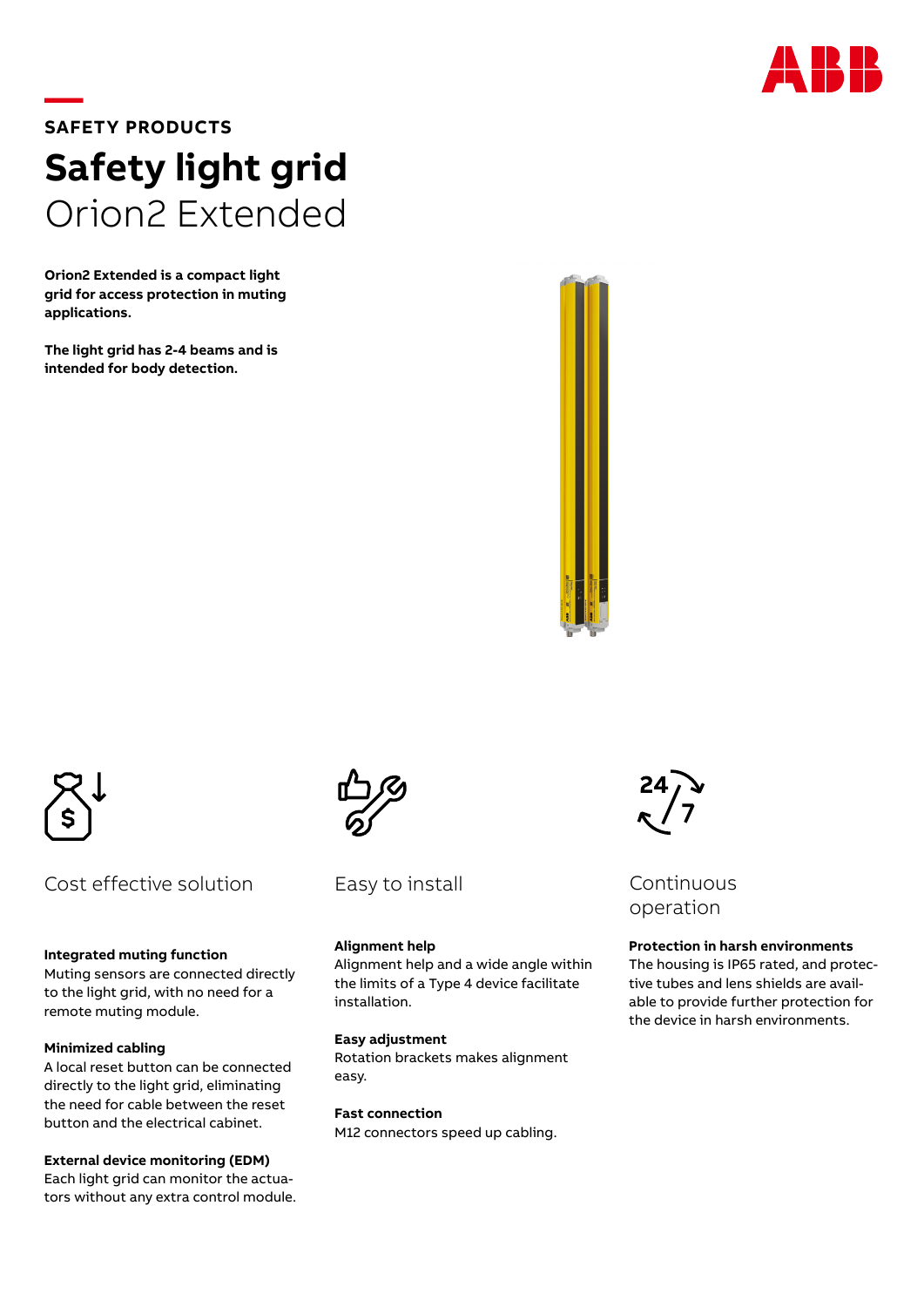SAFETY PRODUCTS

# Safety light grid
Orion2 Extended

**Orion2 Extended is a compact light grid for access protection in muting applications.**

**The light grid has 2-4 beams and is intended for body detection.**

## Cost effective solution

**Integrated muting function**
Muting sensors are connected directly to the light grid, with no need for a remote muting module.

**Minimized cabling**
A local reset button can be connected directly to the light grid, eliminating the need for cable between the reset button and the electrical cabinet.

**External device monitoring (EDM)**
Each light grid can monitor the actuators without any extra control module.

## Easy to install

**Alignment help**
Alignment help and a wide angle within the limits of a Type 4 device facilitate installation.

**Easy adjustment**
Rotation brackets makes alignment easy.

**Fast connection**
M12 connectors speed up cabling.

## Continuous operation

**Protection in harsh environments**
The housing is IP65 rated, and protective tubes and lens shields are available to provide further protection for the device in harsh environments.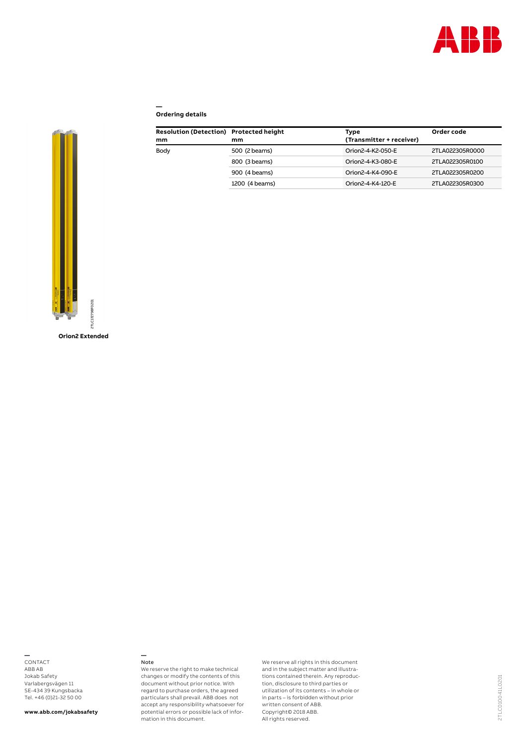## Ordering details

| Resolution (Detection) mm | Protected height mm | Type (Transmitter + receiver) | Order code |
|---|---|---|---|
| Body | 500 (2 beams) | Orion2-4-K2-050-E | 2TLA022305R0000 |
| | 800 (3 beams) | Orion2-4-K3-080-E | 2TLA022305R0100 |
| | 900 (4 beams) | Orion2-4-K4-090-E | 2TLA022305R0200 |
| | 1200 (4 beams) | Orion2-4-K4-120-E | 2TLA022305R0300 |

2TLC172798F0201

**Orion2 Extended**

CONTACT
ABB AB
Jokab Safety
Varlabergsvägen 11
SE-434 39 Kungsbacka
Tel. +46 (0)21-32 50 00

**www.abb.com/jokabsafety**

Note
We reserve the right to make technical changes or modify the contents of this document without prior notice. With regard to purchase orders, the agreed particulars shall prevail. ABB does not accept any responsibility whatsoever for potential errors or possible lack of information in this document.

We reserve all rights in this document and in the subject matter and illustrations contained therein. Any reproduction, disclosure to third parties or utilization of its contents – in whole or in parts – is forbidden without prior written consent of ABB.
Copyright© 2018 ABB.
All rights reserved.

2TLC010041L0201